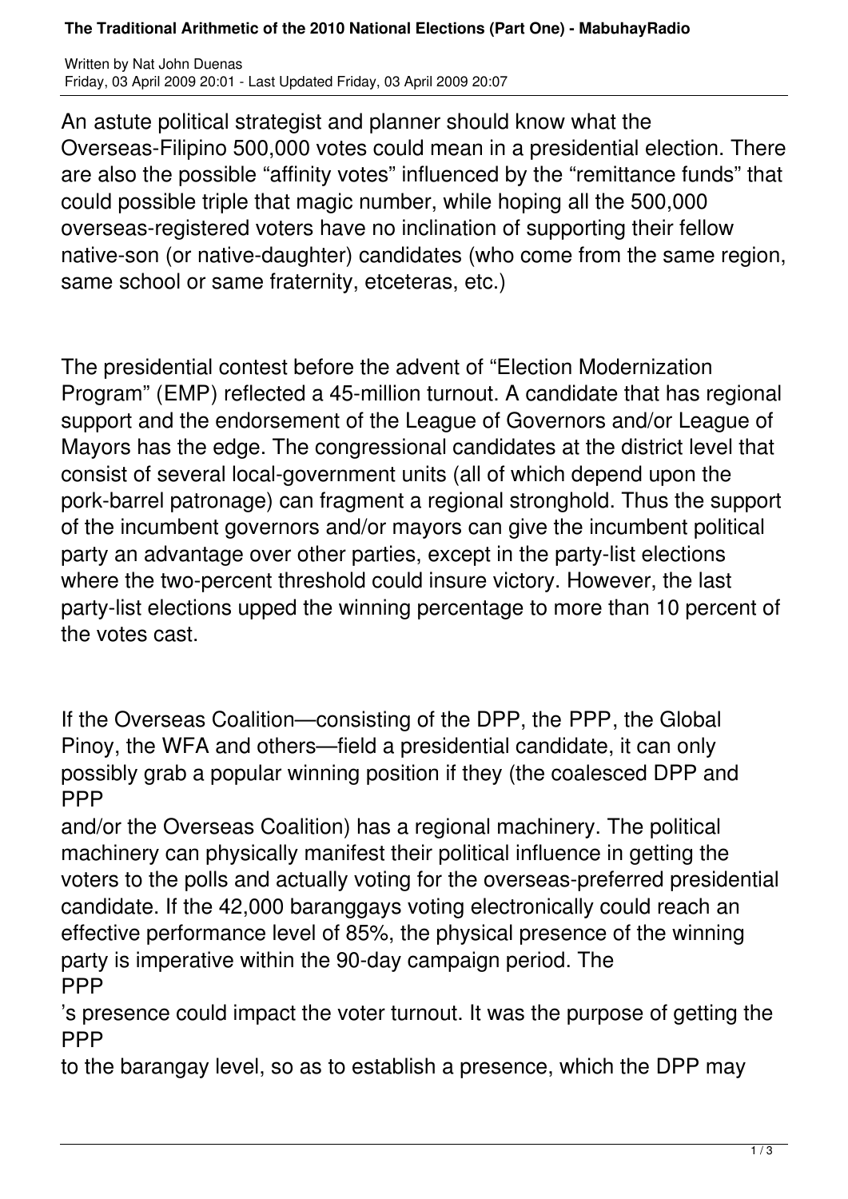# The Traditional Arithmetic of the 2010 National Elections (Part One) - MabuhayRadio

Written by Nat John Duenas
Friday, 03 April 2009 20:01 - Last Updated Friday, 03 April 2009 20:07

An astute political strategist and planner should know what the Overseas-Filipino 500,000 votes could mean in a presidential election. There are also the possible "affinity votes" influenced by the "remittance funds" that could possible triple that magic number, while hoping all the 500,000 overseas-registered voters have no inclination of supporting their fellow native-son (or native-daughter) candidates (who come from the same region, same school or same fraternity, etceteras, etc.)

The presidential contest before the advent of "Election Modernization Program" (EMP) reflected a 45-million turnout. A candidate that has regional support and the endorsement of the League of Governors and/or League of Mayors has the edge. The congressional candidates at the district level that consist of several local-government units (all of which depend upon the pork-barrel patronage) can fragment a regional stronghold. Thus the support of the incumbent governors and/or mayors can give the incumbent political party an advantage over other parties, except in the party-list elections where the two-percent threshold could insure victory. However, the last party-list elections upped the winning percentage to more than 10 percent of the votes cast.

If the Overseas Coalition—consisting of the DPP, the PPP, the Global Pinoy, the WFA and others—field a presidential candidate, it can only possibly grab a popular winning position if they (the coalesced DPP and PPP and/or the Overseas Coalition) has a regional machinery. The political machinery can physically manifest their political influence in getting the voters to the polls and actually voting for the overseas-preferred presidential candidate. If the 42,000 baranggays voting electronically could reach an effective performance level of 85%, the physical presence of the winning party is imperative within the 90-day campaign period. The PPP's presence could impact the voter turnout. It was the purpose of getting the PPP to the barangay level, so as to establish a presence, which the DPP may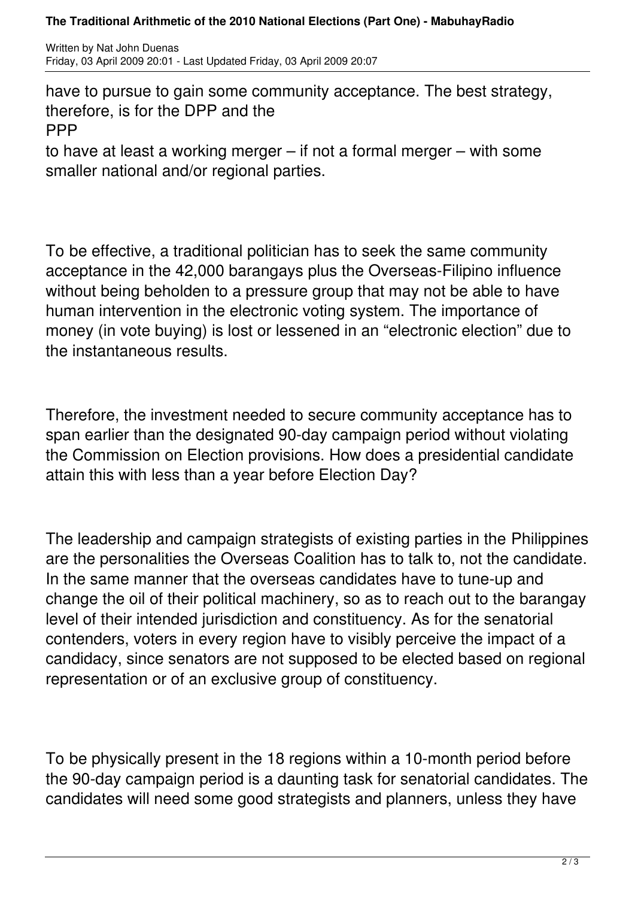have to pursue to gain some community acceptance. The best strategy, therefore, is for the DPP and the PPP to have at least a working merger – if not a formal merger – with some smaller national and/or regional parties.

To be effective, a traditional politician has to seek the same community acceptance in the 42,000 barangays plus the Overseas-Filipino influence without being beholden to a pressure group that may not be able to have human intervention in the electronic voting system. The importance of money (in vote buying) is lost or lessened in an "electronic election" due to the instantaneous results.

Therefore, the investment needed to secure community acceptance has to span earlier than the designated 90-day campaign period without violating the Commission on Election provisions. How does a presidential candidate attain this with less than a year before Election Day?

The leadership and campaign strategists of existing parties in the Philippines are the personalities the Overseas Coalition has to talk to, not the candidate. In the same manner that the overseas candidates have to tune-up and change the oil of their political machinery, so as to reach out to the barangay level of their intended jurisdiction and constituency. As for the senatorial contenders, voters in every region have to visibly perceive the impact of a candidacy, since senators are not supposed to be elected based on regional representation or of an exclusive group of constituency.

To be physically present in the 18 regions within a 10-month period before the 90-day campaign period is a daunting task for senatorial candidates. The candidates will need some good strategists and planners, unless they have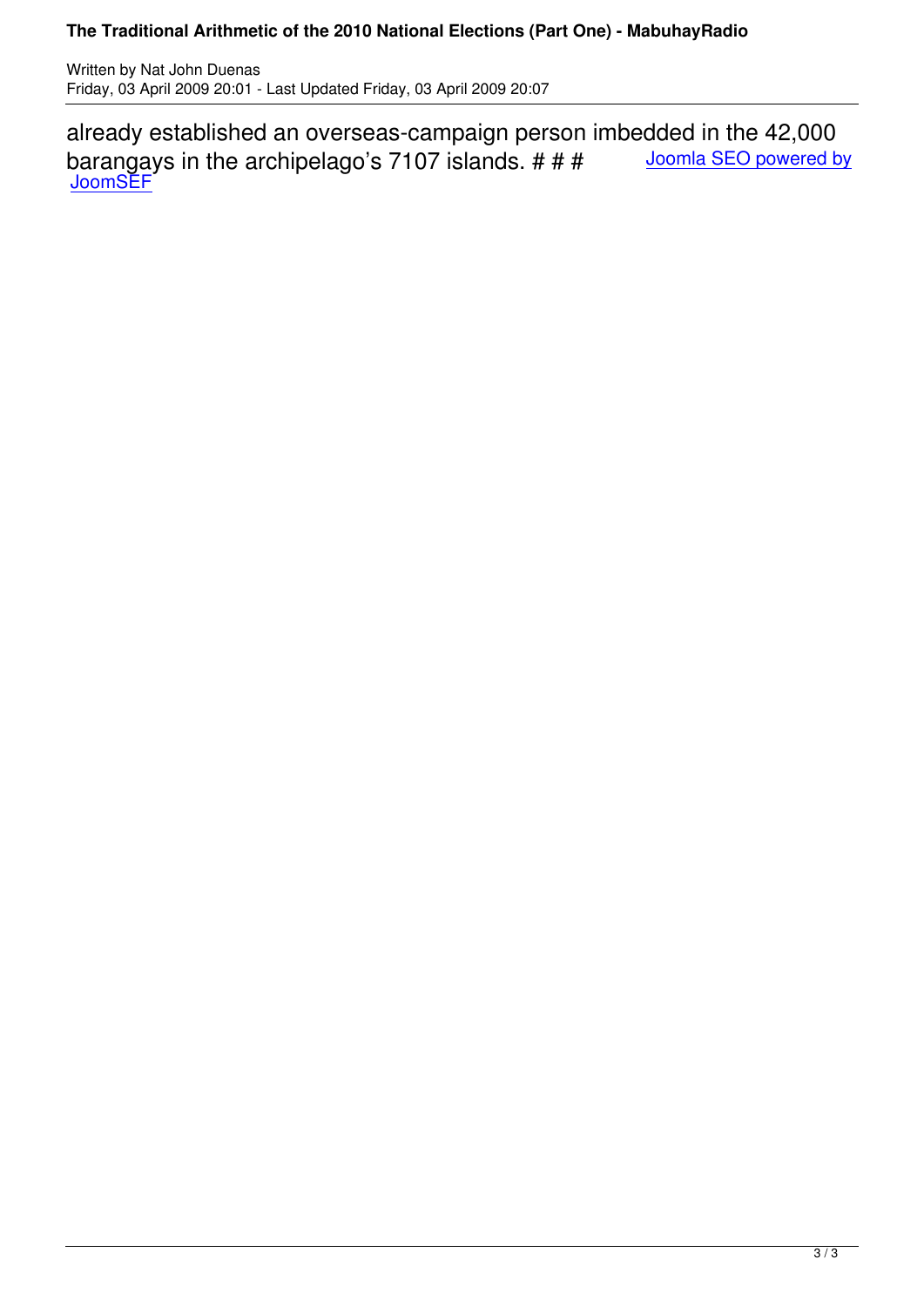already established an overseas-campaign person imbedded in the 42,000 barangays in the archipelago's 7107 islands. # # #

Joomla SEO powered by JoomSEF